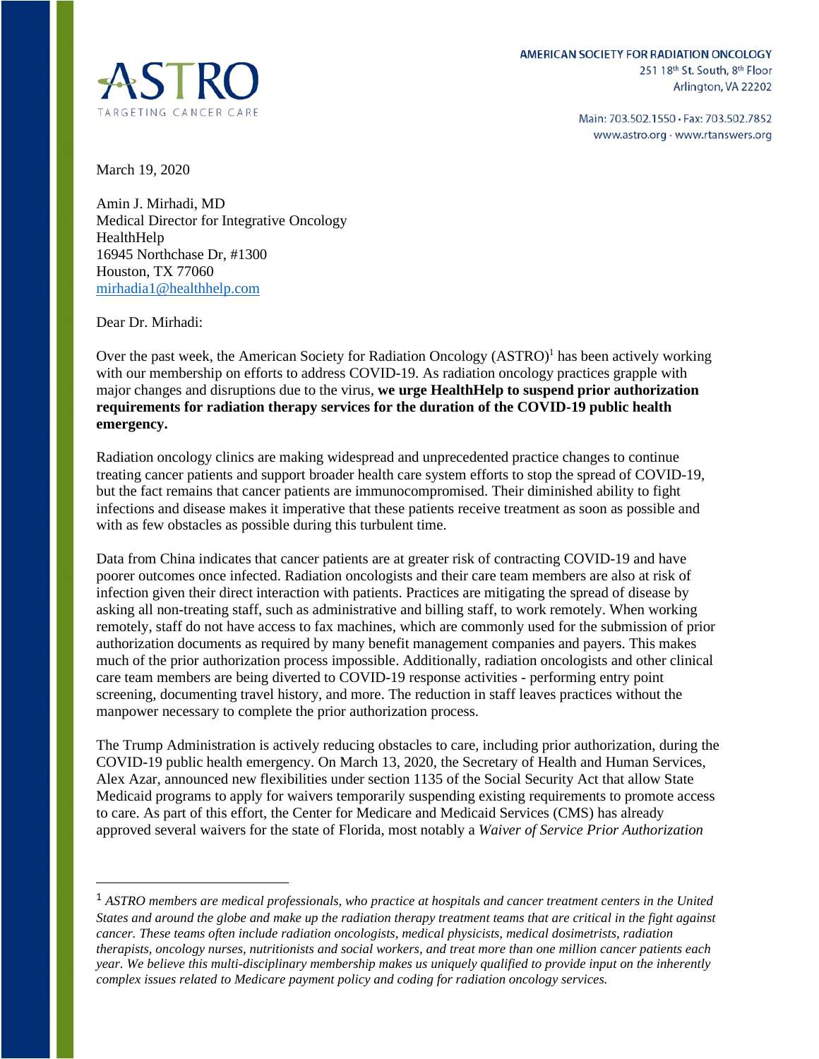ASTRO

TARGETING CANCER CARE

AMERICAN SOCIETY FOR RADIATION ONCOLOGY
251 18th St. South, 8th Floor
Arlington, VA 22202

Main: 703.502.1550 · Fax: 703.502.7852
www.astro.org · www.rtanswers.org

March 19, 2020

Amin J. Mirhadi, MD
Medical Director for Integrative Oncology
HealthHelp
16945 Northchase Dr, #1300
Houston, TX 77060
mirhadia1@healthhelp.com

Dear Dr. Mirhadi:

Over the past week, the American Society for Radiation Oncology (ASTRO)[1] has been actively working with our membership on efforts to address COVID-19. As radiation oncology practices grapple with major changes and disruptions due to the virus, **we urge HealthHelp to suspend prior authorization requirements for radiation therapy services for the duration of the COVID-19 public health emergency.**

Radiation oncology clinics are making widespread and unprecedented practice changes to continue treating cancer patients and support broader health care system efforts to stop the spread of COVID-19, but the fact remains that cancer patients are immunocompromised. Their diminished ability to fight infections and disease makes it imperative that these patients receive treatment as soon as possible and with as few obstacles as possible during this turbulent time.

Data from China indicates that cancer patients are at greater risk of contracting COVID-19 and have poorer outcomes once infected. Radiation oncologists and their care team members are also at risk of infection given their direct interaction with patients. Practices are mitigating the spread of disease by asking all non-treating staff, such as administrative and billing staff, to work remotely. When working remotely, staff do not have access to fax machines, which are commonly used for the submission of prior authorization documents as required by many benefit management companies and payers. This makes much of the prior authorization process impossible. Additionally, radiation oncologists and other clinical care team members are being diverted to COVID-19 response activities - performing entry point screening, documenting travel history, and more. The reduction in staff leaves practices without the manpower necessary to complete the prior authorization process.

The Trump Administration is actively reducing obstacles to care, including prior authorization, during the COVID-19 public health emergency. On March 13, 2020, the Secretary of Health and Human Services, Alex Azar, announced new flexibilities under section 1135 of the Social Security Act that allow State Medicaid programs to apply for waivers temporarily suspending existing requirements to promote access to care. As part of this effort, the Center for Medicare and Medicaid Services (CMS) has already approved several waivers for the state of Florida, most notably a *Waiver of Service Prior Authorization*

---

[1] *ASTRO members are medical professionals, who practice at hospitals and cancer treatment centers in the United States and around the globe and make up the radiation therapy treatment teams that are critical in the fight against cancer. These teams often include radiation oncologists, medical physicists, medical dosimetrists, radiation therapists, oncology nurses, nutritionists and social workers, and treat more than one million cancer patients each year. We believe this multi-disciplinary membership makes us uniquely qualified to provide input on the inherently complex issues related to Medicare payment policy and coding for radiation oncology services.*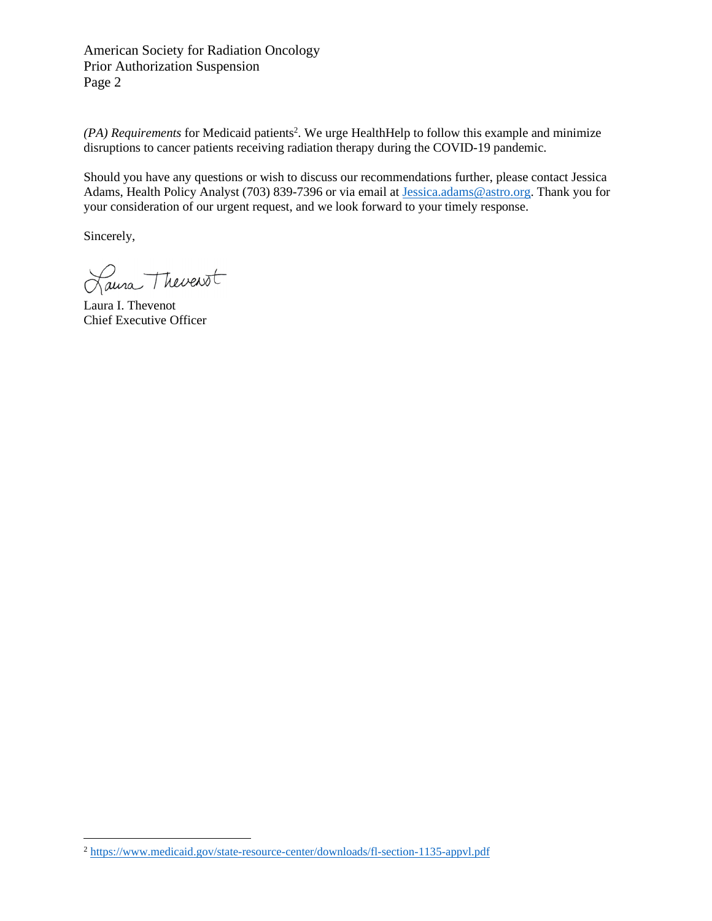*(PA) Requirements* for Medicaid patients[2]. We urge HealthHelp to follow this example and minimize disruptions to cancer patients receiving radiation therapy during the COVID-19 pandemic.

Should you have any questions or wish to discuss our recommendations further, please contact Jessica Adams, Health Policy Analyst (703) 839-7396 or via email at Jessica.adams@astro.org. Thank you for your consideration of our urgent request, and we look forward to your timely response.

Sincerely,

Laura I. Thevenot
Chief Executive Officer

---

[2] https://www.medicaid.gov/state-resource-center/downloads/fl-section-1135-appvl.pdf